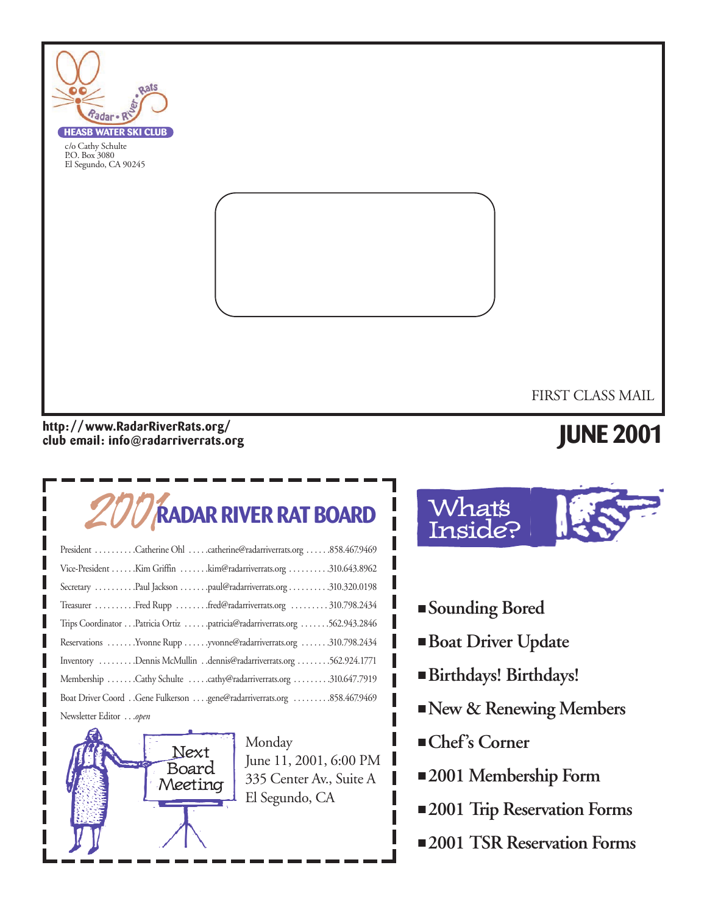Radar • River • Rats

**HEASB WATER SKI CLUB**

c/o Cathy Schulte
P.O. Box 3080
El Segundo, CA 90245

FIRST CLASS MAIL

**http://www.RadarRiverRats.org/**
**club email: info@radarriverrats.org**

# JUNE 2001

## 2001 RADAR RIVER RAT BOARD

| | | | |
|---|---|---|---|
| President | Catherine Ohl | catherine@radarriverrats.org | 858.467.9469 |
| Vice-President | Kim Griffin | kim@radarriverrats.org | 310.643.8962 |
| Secretary | Paul Jackson | paul@radarriverrats.org | 310.320.0198 |
| Treasurer | Fred Rupp | fred@radarriverrats.org | 310.798.2434 |
| Trips Coordinator | Patricia Ortiz | patricia@radarriverrats.org | 562.943.2846 |
| Reservations | Yvonne Rupp | yvonne@radarriverrats.org | 310.798.2434 |
| Inventory | Dennis McMullin | dennis@radarriverrats.org | 562.924.1771 |
| Membership | Cathy Schulte | cathy@radarriverrats.org | 310.647.7919 |
| Boat Driver Coord | Gene Fulkerson | gene@radarriverrats.org | 858.467.9469 |
| Newsletter Editor | *open* | | |

Next Board Meeting

Monday
June 11, 2001, 6:00 PM
335 Center Av., Suite A
El Segundo, CA

## What's Inside?

- **Sounding Bored**
- **Boat Driver Update**
- **Birthdays! Birthdays!**
- **New & Renewing Members**
- **Chef's Corner**
- **2001 Membership Form**
- **2001 Trip Reservation Forms**
- **2001 TSR Reservation Forms**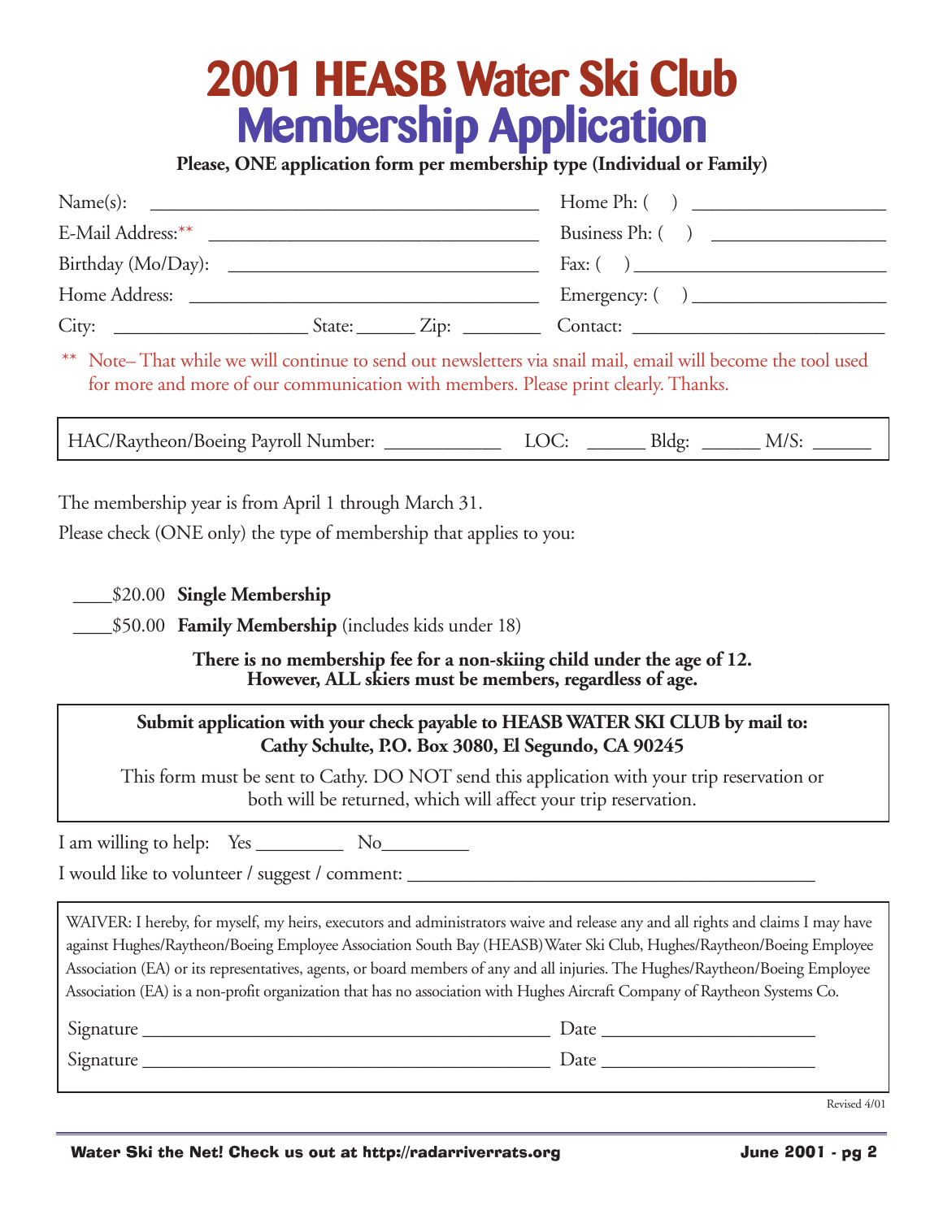# 2001 HEASB Water Ski Club
# Membership Application

**Please, ONE application form per membership type (Individual or Family)**

Name(s): ________________________________________ Home Ph: (   ) ____________________

E-Mail Address:** ________________________________ Business Ph: (   ) __________________

Birthday (Mo/Day): _______________________________ Fax: (   ) __________________________

Home Address: ___________________________________ Emergency: (   ) ____________________

City: ____________________ State: ______ Zip: ________ Contact: __________________________

** Note– That while we will continue to send out newsletters via snail mail, email will become the tool used for more and more of our communication with members. Please print clearly. Thanks.

HAC/Raytheon/Boeing Payroll Number: ____________ LOC: ______ Bldg: ______ M/S: ______

The membership year is from April 1 through March 31.

Please check (ONE only) the type of membership that applies to you:

____$20.00 **Single Membership**

____$50.00 **Family Membership** (includes kids under 18)

**There is no membership fee for a non-skiing child under the age of 12.**
**However, ALL skiers must be members, regardless of age.**

**Submit application with your check payable to HEASB WATER SKI CLUB by mail to:**
**Cathy Schulte, P.O. Box 3080, El Segundo, CA 90245**

This form must be sent to Cathy. DO NOT send this application with your trip reservation or both will be returned, which will affect your trip reservation.

I am willing to help: Yes _________ No_________

I would like to volunteer / suggest / comment: __________________________________________

WAIVER: I hereby, for myself, my heirs, executors and administrators waive and release any and all rights and claims I may have against Hughes/Raytheon/Boeing Employee Association South Bay (HEASB) Water Ski Club, Hughes/Raytheon/Boeing Employee Association (EA) or its representatives, agents, or board members of any and all injuries. The Hughes/Raytheon/Boeing Employee Association (EA) is a non-profit organization that has no association with Hughes Aircraft Company of Raytheon Systems Co.

Signature ____________________________________________ Date ______________________

Signature ____________________________________________ Date ______________________

Revised 4/01

**Water Ski the Net! Check us out at http://radarriverrats.org**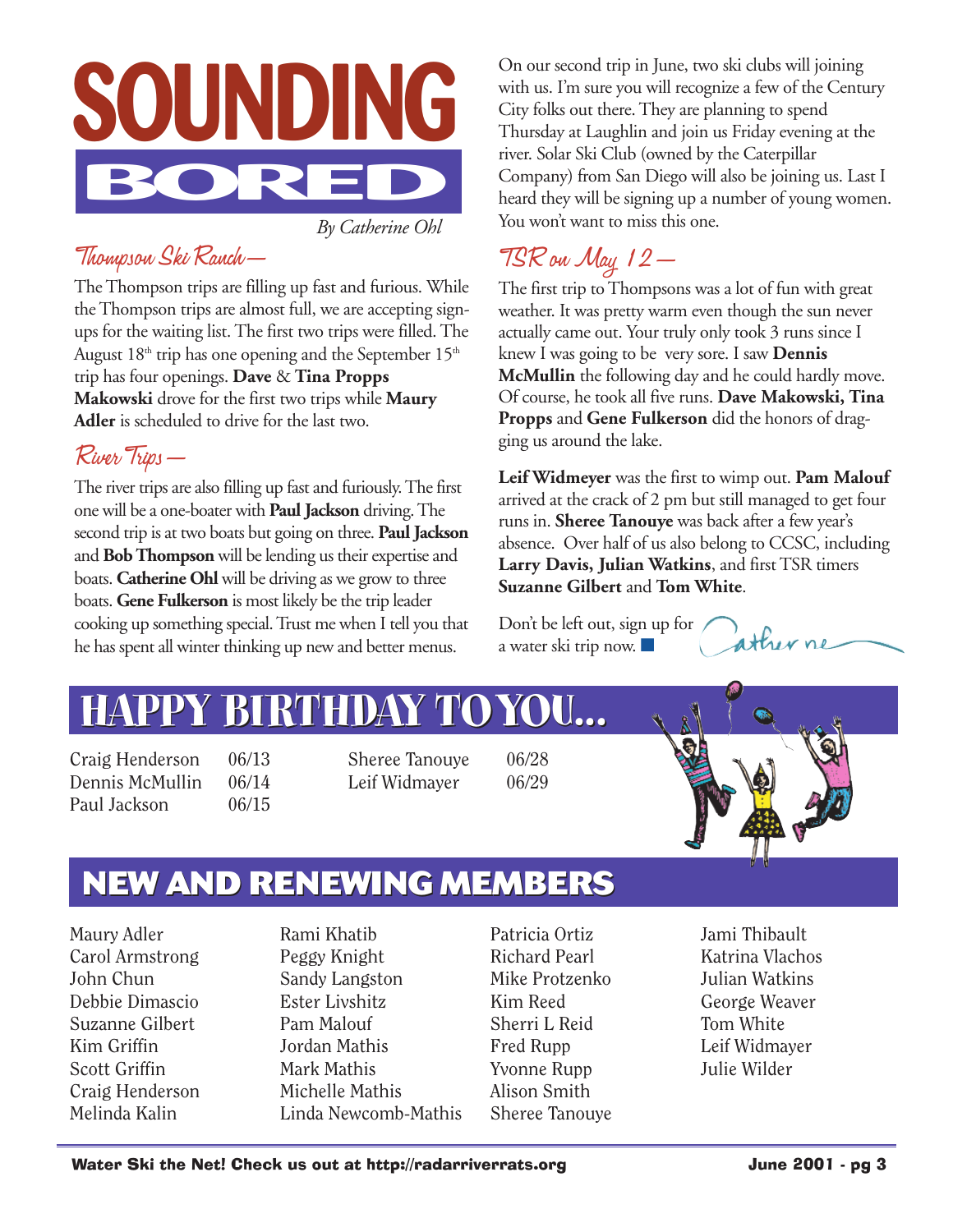# SOUNDING BORED

*By Catherine Ohl*

## Thompson Ski Ranch—

The Thompson trips are filling up fast and furious. While the Thompson trips are almost full, we are accepting sign-ups for the waiting list. The first two trips were filled. The August 18th trip has one opening and the September 15th trip has four openings. **Dave** & **Tina Propps Makowski** drove for the first two trips while **Maury Adler** is scheduled to drive for the last two.

## River Trips —

The river trips are also filling up fast and furiously. The first one will be a one-boater with **Paul Jackson** driving. The second trip is at two boats but going on three. **Paul Jackson** and **Bob Thompson** will be lending us their expertise and boats. **Catherine Ohl** will be driving as we grow to three boats. **Gene Fulkerson** is most likely be the trip leader cooking up something special. Trust me when I tell you that he has spent all winter thinking up new and better menus.

On our second trip in June, two ski clubs will joining with us. I'm sure you will recognize a few of the Century City folks out there. They are planning to spend Thursday at Laughlin and join us Friday evening at the river. Solar Ski Club (owned by the Caterpillar Company) from San Diego will also be joining us. Last I heard they will be signing up a number of young women. You won't want to miss this one.

## TSR on May 12—

The first trip to Thompsons was a lot of fun with great weather. It was pretty warm even though the sun never actually came out. Your truly only took 3 runs since I knew I was going to be very sore. I saw **Dennis McMullin** the following day and he could hardly move. Of course, he took all five runs. **Dave Makowski, Tina Propps** and **Gene Fulkerson** did the honors of dragging us around the lake.

**Leif Widmeyer** was the first to wimp out. **Pam Malouf** arrived at the crack of 2 pm but still managed to get four runs in. **Sheree Tanouye** was back after a few year's absence. Over half of us also belong to CCSC, including **Larry Davis, Julian Watkins**, and first TSR timers **Suzanne Gilbert** and **Tom White**.

Don't be left out, sign up for a water ski trip now.

Catherine

# HAPPY BIRTHDAY TO YOU...

| | |
|---|---|
| Craig Henderson | 06/13 |
| Dennis McMullin | 06/14 |
| Paul Jackson | 06/15 |
| Sheree Tanouye | 06/28 |
| Leif Widmayer | 06/29 |

# NEW AND RENEWING MEMBERS

Maury Adler
Carol Armstrong
John Chun
Debbie Dimascio
Suzanne Gilbert
Kim Griffin
Scott Griffin
Craig Henderson
Melinda Kalin
Rami Khatib
Peggy Knight
Sandy Langston
Ester Livshitz
Pam Malouf
Jordan Mathis
Mark Mathis
Michelle Mathis
Linda Newcomb-Mathis
Patricia Ortiz
Richard Pearl
Mike Protzenko
Kim Reed
Sherri L Reid
Fred Rupp
Yvonne Rupp
Alison Smith
Sheree Tanouye
Jami Thibault
Katrina Vlachos
Julian Watkins
George Weaver
Tom White
Leif Widmayer
Julie Wilder

**Water Ski the Net! Check us out at http://radarriverrats.org**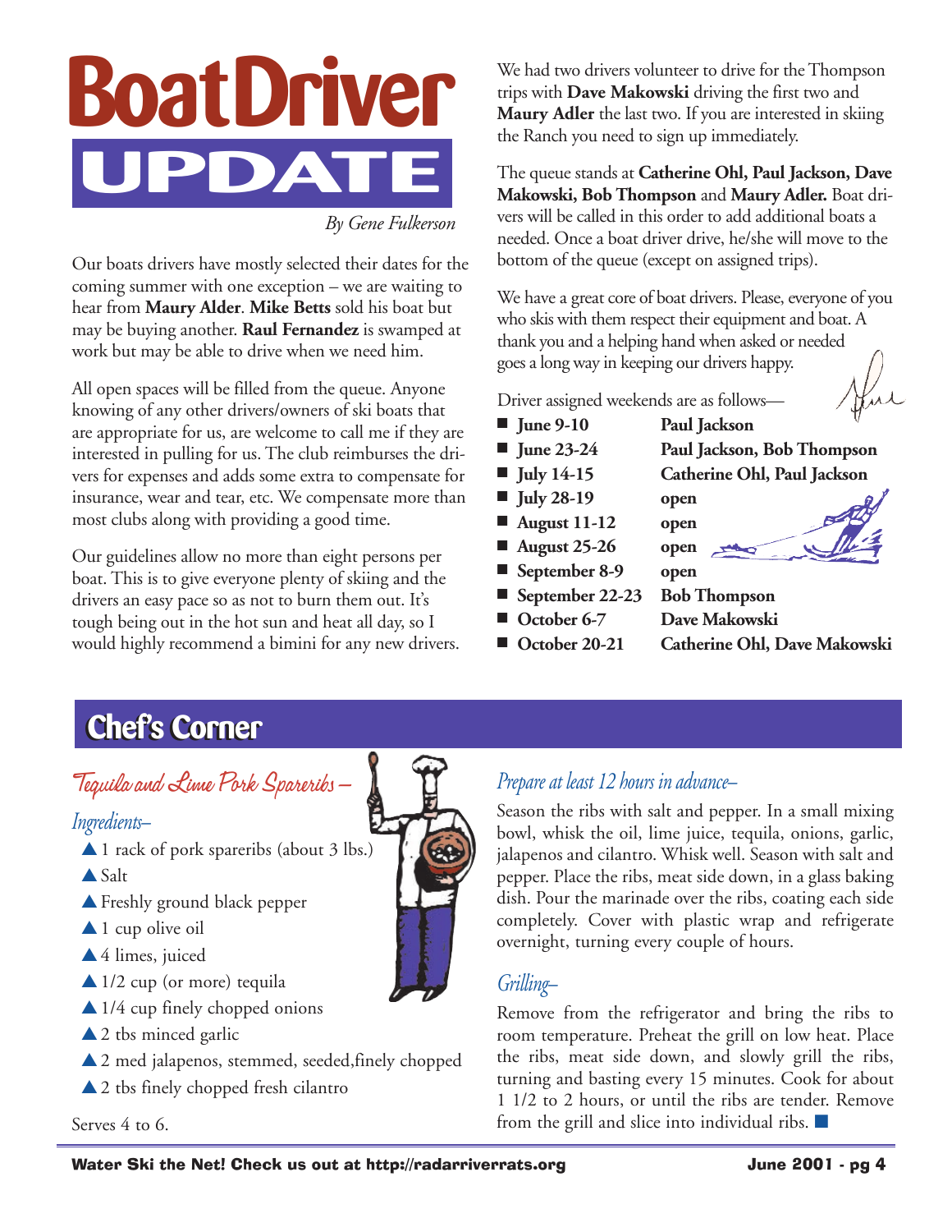# Boat Driver UPDATE

*By Gene Fulkerson*

Our boats drivers have mostly selected their dates for the coming summer with one exception – we are waiting to hear from **Maury Alder**. **Mike Betts** sold his boat but may be buying another. **Raul Fernandez** is swamped at work but may be able to drive when we need him.

All open spaces will be filled from the queue. Anyone knowing of any other drivers/owners of ski boats that are appropriate for us, are welcome to call me if they are interested in pulling for us. The club reimburses the drivers for expenses and adds some extra to compensate for insurance, wear and tear, etc. We compensate more than most clubs along with providing a good time.

Our guidelines allow no more than eight persons per boat. This is to give everyone plenty of skiing and the drivers an easy pace so as not to burn them out. It's tough being out in the hot sun and heat all day, so I would highly recommend a bimini for any new drivers.

We had two drivers volunteer to drive for the Thompson trips with **Dave Makowski** driving the first two and **Maury Adler** the last two. If you are interested in skiing the Ranch you need to sign up immediately.

The queue stands at **Catherine Ohl, Paul Jackson, Dave Makowski, Bob Thompson** and **Maury Adler.** Boat drivers will be called in this order to add additional boats a needed. Once a boat driver drive, he/she will move to the bottom of the queue (except on assigned trips).

We have a great core of boat drivers. Please, everyone of you who skis with them respect their equipment and boat. A thank you and a helping hand when asked or needed goes a long way in keeping our drivers happy.

Driver assigned weekends are as follows—

- **June 9-10** — **Paul Jackson**
- **June 23-24** — **Paul Jackson, Bob Thompson**
- **July 14-15** — **Catherine Ohl, Paul Jackson**
- **July 28-19** — **open**
- **August 11-12** — **open**
- **August 25-26** — **open**
- **September 8-9** — **open**
- **September 22-23** — **Bob Thompson**
- **October 6-7** — **Dave Makowski**
- **October 20-21** — **Catherine Ohl, Dave Makowski**

## Chef's Corner

### Tequila and Lime Pork Spareribs –

*Ingredients–*

- 1 rack of pork spareribs (about 3 lbs.)
- Salt
- Freshly ground black pepper
- 1 cup olive oil
- 4 limes, juiced
- 1/2 cup (or more) tequila
- 1/4 cup finely chopped onions
- 2 tbs minced garlic
- 2 med jalapenos, stemmed, seeded,finely chopped
- 2 tbs finely chopped fresh cilantro

Serves 4 to 6.

*Prepare at least 12 hours in advance–*

Season the ribs with salt and pepper. In a small mixing bowl, whisk the oil, lime juice, tequila, onions, garlic, jalapenos and cilantro. Whisk well. Season with salt and pepper. Place the ribs, meat side down, in a glass baking dish. Pour the marinade over the ribs, coating each side completely. Cover with plastic wrap and refrigerate overnight, turning every couple of hours.

*Grilling–*

Remove from the refrigerator and bring the ribs to room temperature. Preheat the grill on low heat. Place the ribs, meat side down, and slowly grill the ribs, turning and basting every 15 minutes. Cook for about 1 1/2 to 2 hours, or until the ribs are tender. Remove from the grill and slice into individual ribs. ■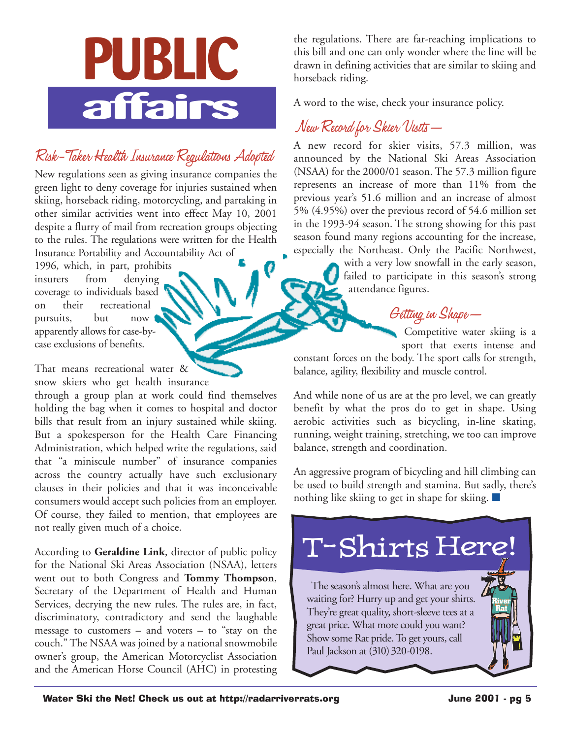# PUBLIC affairs

## Risk-Taker Health Insurance Regulations Adopted

New regulations seen as giving insurance companies the green light to deny coverage for injuries sustained when skiing, horseback riding, motorcycling, and partaking in other similar activities went into effect May 10, 2001 despite a flurry of mail from recreation groups objecting to the rules. The regulations were written for the Health Insurance Portability and Accountability Act of 1996, which, in part, prohibits insurers from denying coverage to individuals based on their recreational pursuits, but now apparently allows for case-by-case exclusions of benefits.

That means recreational water & snow skiers who get health insurance through a group plan at work could find themselves holding the bag when it comes to hospital and doctor bills that result from an injury sustained while skiing. But a spokesperson for the Health Care Financing Administration, which helped write the regulations, said that "a miniscule number" of insurance companies across the country actually have such exclusionary clauses in their policies and that it was inconceivable consumers would accept such policies from an employer. Of course, they failed to mention, that employees are not really given much of a choice.

According to **Geraldine Link**, director of public policy for the National Ski Areas Association (NSAA), letters went out to both Congress and **Tommy Thompson**, Secretary of the Department of Health and Human Services, decrying the new rules. The rules are, in fact, discriminatory, contradictory and send the laughable message to customers – and voters – to "stay on the couch." The NSAA was joined by a national snowmobile owner's group, the American Motorcyclist Association and the American Horse Council (AHC) in protesting the regulations. There are far-reaching implications to this bill and one can only wonder where the line will be drawn in defining activities that are similar to skiing and horseback riding.

A word to the wise, check your insurance policy.

## New Record for Skier Visits—

A new record for skier visits, 57.3 million, was announced by the National Ski Areas Association (NSAA) for the 2000/01 season. The 57.3 million figure represents an increase of more than 11% from the previous year's 51.6 million and an increase of almost 5% (4.95%) over the previous record of 54.6 million set in the 1993-94 season. The strong showing for this past season found many regions accounting for the increase, especially the Northeast. Only the Pacific Northwest, with a very low snowfall in the early season, failed to participate in this season's strong attendance figures.

## Getting in Shape—

Competitive water skiing is a sport that exerts intense and constant forces on the body. The sport calls for strength, balance, agility, flexibility and muscle control.

And while none of us are at the pro level, we can greatly benefit by what the pros do to get in shape. Using aerobic activities such as bicycling, in-line skating, running, weight training, stretching, we too can improve balance, strength and coordination.

An aggressive program of bicycling and hill climbing can be used to build strength and stamina. But sadly, there's nothing like skiing to get in shape for skiing. ■

## T-Shirts Here!

The season's almost here. What are you waiting for? Hurry up and get your shirts. They're great quality, short-sleeve tees at a great price. What more could you want? Show some Rat pride. To get yours, call Paul Jackson at (310) 320-0198.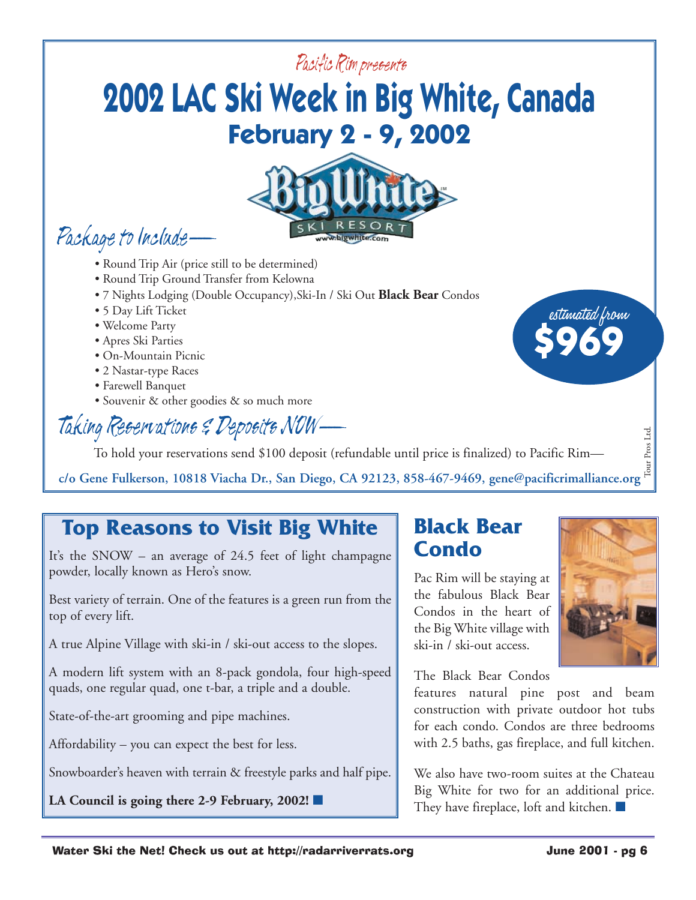*Pacific Rim presents*

# 2002 LAC Ski Week in Big White, Canada

## February 2 - 9, 2002

*Package to Include—*

- Round Trip Air (price still to be determined)
- Round Trip Ground Transfer from Kelowna
- 7 Nights Lodging (Double Occupancy),Ski-In / Ski Out **Black Bear** Condos
- 5 Day Lift Ticket
- Welcome Party
- Apres Ski Parties
- On-Mountain Picnic
- 2 Nastar-type Races
- Farewell Banquet
- Souvenir & other goodies & so much more

*estimated from* **$969**

*Taking Reservations & Deposits NOW—*

To hold your reservations send $100 deposit (refundable until price is finalized) to Pacific Rim—

**c/o Gene Fulkerson, 10818 Viacha Dr., San Diego, CA 92123, 858-467-9469, gene@pacificrimalliance.org**

Tour Pros Ltd.

## Top Reasons to Visit Big White

It's the SNOW – an average of 24.5 feet of light champagne powder, locally known as Hero's snow.

Best variety of terrain. One of the features is a green run from the top of every lift.

A true Alpine Village with ski-in / ski-out access to the slopes.

A modern lift system with an 8-pack gondola, four high-speed quads, one regular quad, one t-bar, a triple and a double.

State-of-the-art grooming and pipe machines.

Affordability – you can expect the best for less.

Snowboarder's heaven with terrain & freestyle parks and half pipe.

**LA Council is going there 2-9 February, 2002!**

## Black Bear Condo

Pac Rim will be staying at the fabulous Black Bear Condos in the heart of the Big White village with ski-in / ski-out access.

The Black Bear Condos features natural pine post and beam construction with private outdoor hot tubs for each condo. Condos are three bedrooms with 2.5 baths, gas fireplace, and full kitchen.

We also have two-room suites at the Chateau Big White for two for an additional price. They have fireplace, loft and kitchen.

**Water Ski the Net! Check us out at http://radarriverrats.org**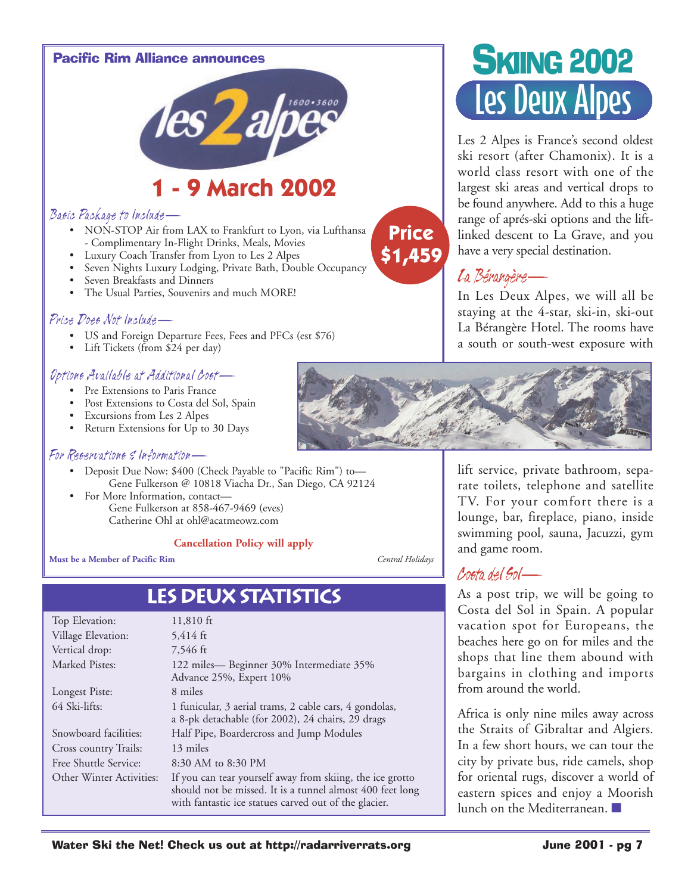**Pacific Rim Alliance announces**

les 2 alpes 1600•3600

# 1 - 9 March 2002

**Price $1,459**

*Basic Package to Include—*

- NON-STOP Air from LAX to Frankfurt to Lyon, via Lufthansa - Complimentary In-Flight Drinks, Meals, Movies
- Luxury Coach Transfer from Lyon to Les 2 Alpes
- Seven Nights Luxury Lodging, Private Bath, Double Occupancy
- Seven Breakfasts and Dinners
- The Usual Parties, Souvenirs and much MORE!

*Price Does Not Include—*

- US and Foreign Departure Fees, Fees and PFCs (est $76)
- Lift Tickets (from $24 per day)

*Options Available at Additional Cost—*

- Pre Extensions to Paris France
- Post Extensions to Costa del Sol, Spain
- Excursions from Les 2 Alpes
- Return Extensions for Up to 30 Days

*For Reservations & Information—*

- Deposit Due Now: $400 (Check Payable to "Pacific Rim") to—
  Gene Fulkerson @ 10818 Viacha Dr., San Diego, CA 92124
- For More Information, contact—
  Gene Fulkerson at 858-467-9469 (eves)
  Catherine Ohl at ohl@acatmeowz.com

**Cancellation Policy will apply**

**Must be a Member of Pacific Rim**

*Central Holidays*

## LES DEUX STATISTICS

| | |
|---|---|
| Top Elevation: | 11,810 ft |
| Village Elevation: | 5,414 ft |
| Vertical drop: | 7,546 ft |
| Marked Pistes: | 122 miles— Beginner 30% Intermediate 35% Advance 25%, Expert 10% |
| Longest Piste: | 8 miles |
| 64 Ski-lifts: | 1 funicular, 3 aerial trams, 2 cable cars, 4 gondolas, a 8-pk detachable (for 2002), 24 chairs, 29 drags |
| Snowboard facilities: | Half Pipe, Boardercross and Jump Modules |
| Cross country Trails: | 13 miles |
| Free Shuttle Service: | 8:30 AM to 8:30 PM |
| Other Winter Activities: | If you can tear yourself away from skiing, the ice grotto should not be missed. It is a tunnel almost 400 feet long with fantastic ice statues carved out of the glacier. |

# SKIING 2002
## Les Deux Alpes

Les 2 Alpes is France's second oldest ski resort (after Chamonix). It is a world class resort with one of the largest ski areas and vertical drops to be found anywhere. Add to this a huge range of aprés-ski options and the lift-linked descent to La Grave, and you have a very special destination.

### *La Bérangère—*

In Les Deux Alpes, we will all be staying at the 4-star, ski-in, ski-out La Bérangère Hotel. The rooms have a south or south-west exposure with lift service, private bathroom, separate toilets, telephone and satellite TV. For your comfort there is a lounge, bar, fireplace, piano, inside swimming pool, sauna, Jacuzzi, gym and game room.

### *Costa del Sol—*

As a post trip, we will be going to Costa del Sol in Spain. A popular vacation spot for Europeans, the beaches here go on for miles and the shops that line them abound with bargains in clothing and imports from around the world.

Africa is only nine miles away across the Straits of Gibraltar and Algiers. In a few short hours, we can tour the city by private bus, ride camels, shop for oriental rugs, discover a world of eastern spices and enjoy a Moorish lunch on the Mediterranean. ■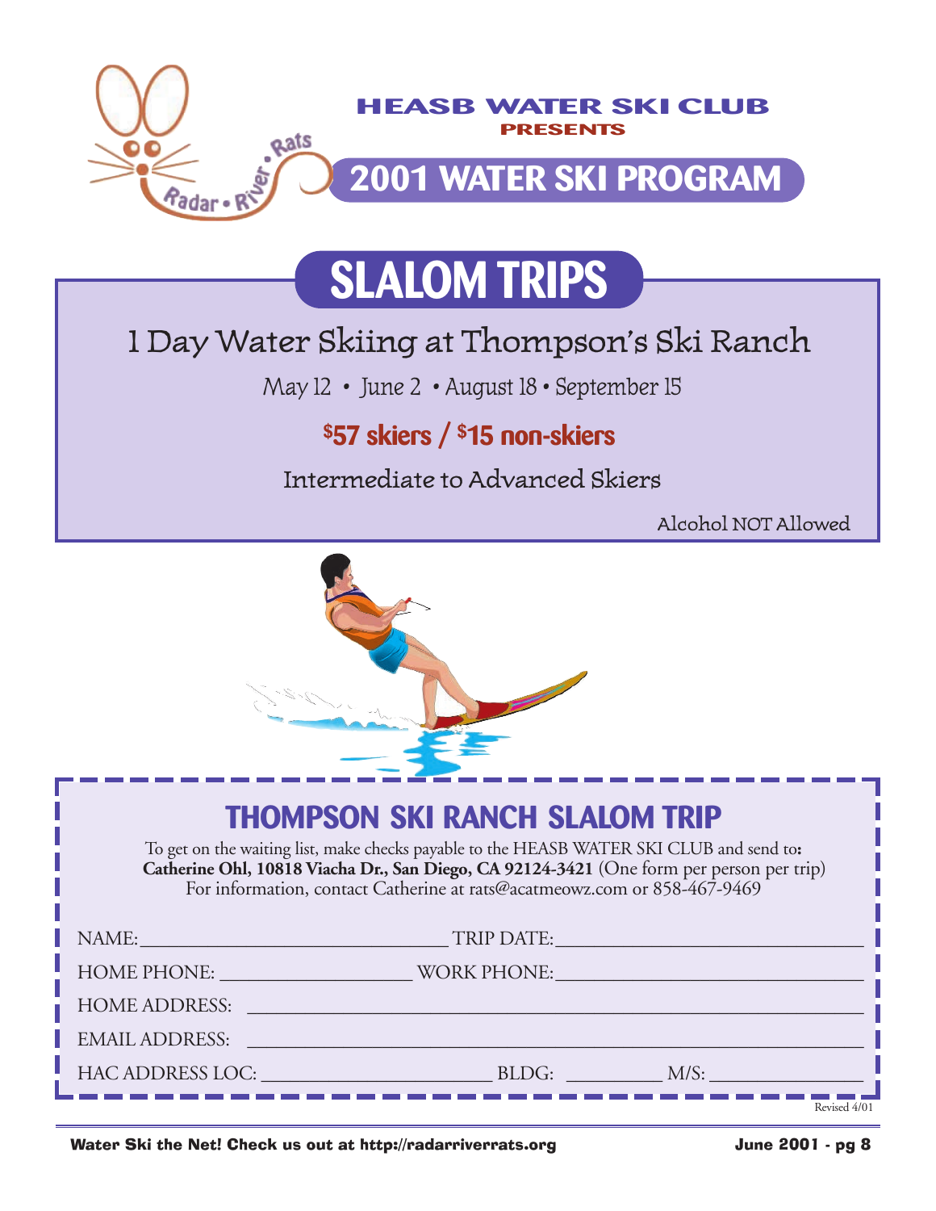**HEASB WATER SKI CLUB**
**PRESENTS**

# 2001 WATER SKI PROGRAM

## SLALOM TRIPS

### 1 Day Water Skiing at Thompson's Ski Ranch

May 12 • June 2 • August 18 • September 15

**$57 skiers / $15 non-skiers**

Intermediate to Advanced Skiers

Alcohol NOT Allowed

## THOMPSON SKI RANCH SLALOM TRIP

To get on the waiting list, make checks payable to the HEASB WATER SKI CLUB and send to: **Catherine Ohl, 10818 Viacha Dr., San Diego, CA 92124-3421** (One form per person per trip)
For information, contact Catherine at rats@acatmeowz.com or 858-467-9469

NAME: ______________________ TRIP DATE: ______________________

HOME PHONE: ______________________ WORK PHONE: ______________________

HOME ADDRESS: ____________________________________________

EMAIL ADDRESS: ____________________________________________

HAC ADDRESS LOC: ______________ BLDG: __________ M/S: __________

Revised 4/01

Water Ski the Net! Check us out at http://radarriverrats.org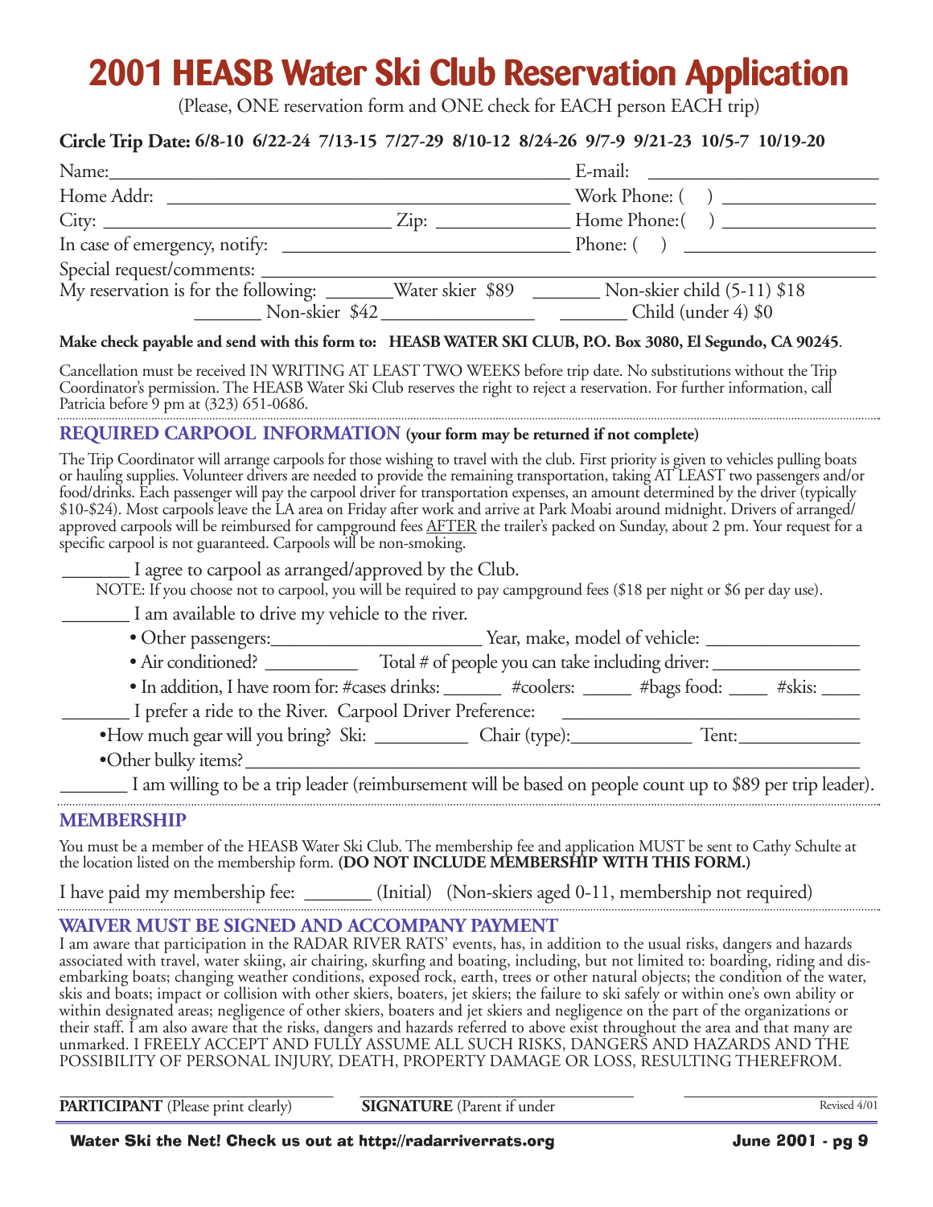# 2001 HEASB Water Ski Club Reservation Application

(Please, ONE reservation form and ONE check for EACH person EACH trip)

**Circle Trip Date: 6/8-10 6/22-24 7/13-15 7/27-29 8/10-12 8/24-26 9/7-9 9/21-23 10/5-7 10/19-20**

Name:_______________________________________________ E-mail: ______________________

Home Addr: __________________________________________ Work Phone: ( ) ______________

City: ____________________________ Zip: _____________ Home Phone:( ) ______________

In case of emergency, notify: ____________________________ Phone: ( ) __________________

Special request/comments: _________________________________________________________

My reservation is for the following: _______Water skier $89 _______ Non-skier child (5-11) $18

_______ Non-skier $42________________ _______ Child (under 4) $0

**Make check payable and send with this form to: HEASB WATER SKI CLUB, P.O. Box 3080, El Segundo, CA 90245**.

Cancellation must be received IN WRITING AT LEAST TWO WEEKS before trip date. No substitutions without the Trip Coordinator's permission. The HEASB Water Ski Club reserves the right to reject a reservation. For further information, call Patricia before 9 pm at (323) 651-0686.

## REQUIRED CARPOOL INFORMATION (your form may be returned if not complete)

The Trip Coordinator will arrange carpools for those wishing to travel with the club. First priority is given to vehicles pulling boats or hauling supplies. Volunteer drivers are needed to provide the remaining transportation, taking AT LEAST two passengers and/or food/drinks. Each passenger will pay the carpool driver for transportation expenses, an amount determined by the driver (typically $10-$24). Most carpools leave the LA area on Friday after work and arrive at Park Moabi around midnight. Drivers of arranged/approved carpools will be reimbursed for campground fees AFTER the trailer's packed on Sunday, about 2 pm. Your request for a specific carpool is not guaranteed. Carpools will be non-smoking.

_______ I agree to carpool as arranged/approved by the Club.

NOTE: If you choose not to carpool, you will be required to pay campground fees ($18 per night or $6 per day use).

_______ I am available to drive my vehicle to the river.

- Other passengers:_____________________ Year, make, model of vehicle: _______________
- Air conditioned? _________ Total # of people you can take including driver: _______________
- In addition, I have room for: #cases drinks: ______ #coolers: _____ #bags food: ____ #skis: ____

_______ I prefer a ride to the River. Carpool Driver Preference: ______________________________

- How much gear will you bring? Ski: _________ Chair (type):____________ Tent:____________
- Other bulky items?_______________________________________________________________

_______ I am willing to be a trip leader (reimbursement will be based on people count up to $89 per trip leader).

## MEMBERSHIP

You must be a member of the HEASB Water Ski Club. The membership fee and application MUST be sent to Cathy Schulte at the location listed on the membership form. **(DO NOT INCLUDE MEMBERSHIP WITH THIS FORM.)**

I have paid my membership fee: _______ (Initial) (Non-skiers aged 0-11, membership not required)

## WAIVER MUST BE SIGNED AND ACCOMPANY PAYMENT

I am aware that participation in the RADAR RIVER RATS' events, has, in addition to the usual risks, dangers and hazards associated with travel, water skiing, air chairing, skurfing and boating, including, but not limited to: boarding, riding and disembarking boats; changing weather conditions, exposed rock, earth, trees or other natural objects; the condition of the water, skis and boats; impact or collision with other skiers, boaters, jet skiers; the failure to ski safely or within one's own ability or within designated areas; negligence of other skiers, boaters and jet skiers and negligence on the part of the organizations or their staff. I am also aware that the risks, dangers and hazards referred to above exist throughout the area and that many are unmarked. I FREELY ACCEPT AND FULLY ASSUME ALL SUCH RISKS, DANGERS AND HAZARDS AND THE POSSIBILITY OF PERSONAL INJURY, DEATH, PROPERTY DAMAGE OR LOSS, RESULTING THEREFROM.

______________________________ ______________________________ ______________________

**PARTICIPANT** (Please print clearly) **SIGNATURE** (Parent if under

Revised 4/01

**Water Ski the Net! Check us out at http://radarriverrats.org**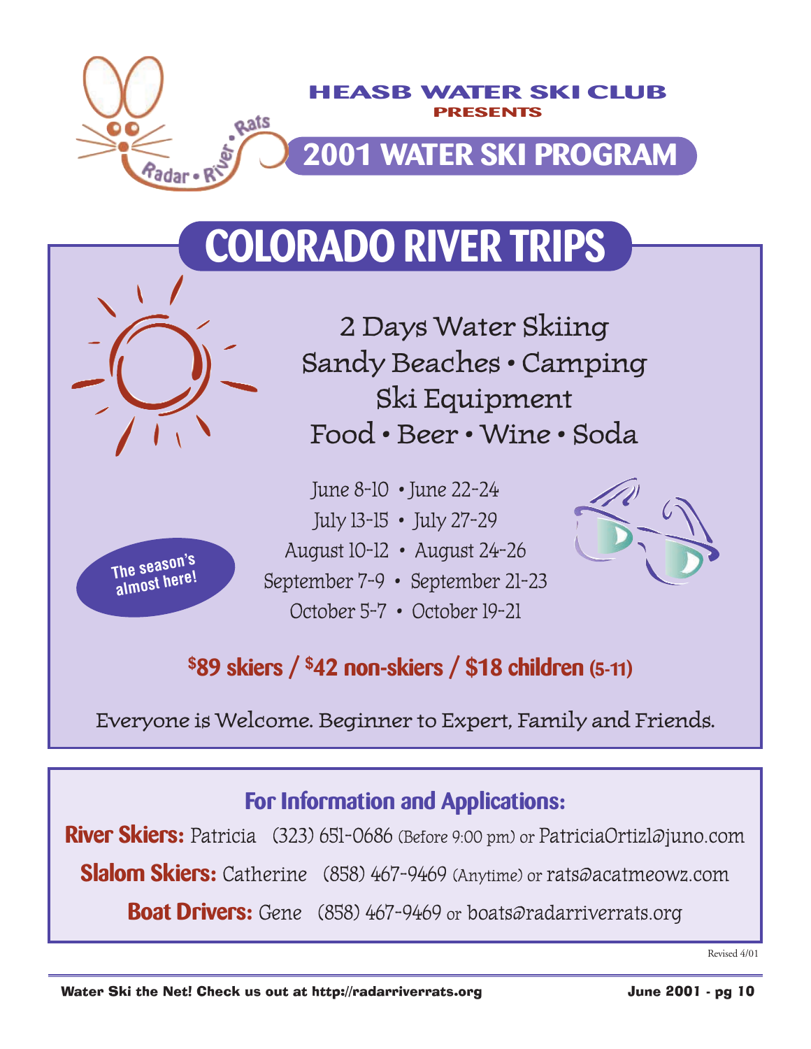Radar • River • Rats

**HEASB WATER SKI CLUB**
**PRESENTS**

# 2001 WATER SKI PROGRAM

## COLORADO RIVER TRIPS

2 Days Water Skiing
Sandy Beaches • Camping
Ski Equipment
Food • Beer • Wine • Soda

The season's almost here!

June 8-10 • June 22-24
July 13-15 • July 27-29
August 10-12 • August 24-26
September 7-9 • September 21-23
October 5-7 • October 19-21

**$89 skiers / $42 non-skiers / $18 children (5-11)**

Everyone is Welcome. Beginner to Expert, Family and Friends.

### For Information and Applications:

**River Skiers:** Patricia (323) 651-0686 (Before 9:00 pm) or PatriciaOrtizl@juno.com

**Slalom Skiers:** Catherine (858) 467-9469 (Anytime) or rats@acatmeowz.com

**Boat Drivers:** Gene (858) 467-9469 or boats@radarriverrats.org

Revised 4/01

**Water Ski the Net! Check us out at http://radarriverrats.org**